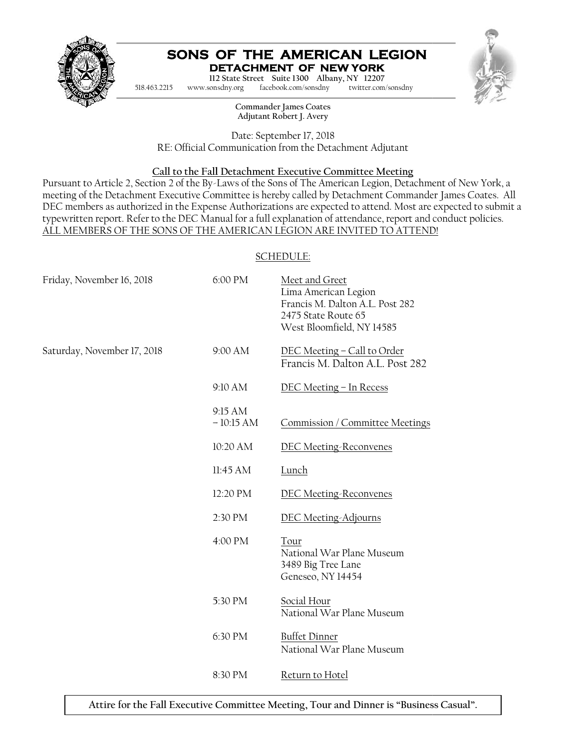# SONS OF THE AMERICAN LEGION

## DETACHMENT OF NEW YORK

112 State Street Suite 1300 Albany, NY 12207

518.463.2215 www.sonsdny.org facebook.com/sonsdny twitter.com/sonsdny

**Commander James Coates**
**Adjutant Robert J. Avery**

Date: September 17, 2018
RE: Official Communication from the Detachment Adjutant

### Call to the Fall Detachment Executive Committee Meeting

Pursuant to Article 2, Section 2 of the By-Laws of the Sons of The American Legion, Detachment of New York, a meeting of the Detachment Executive Committee is hereby called by Detachment Commander James Coates. All DEC members as authorized in the Expense Authorizations are expected to attend. Most are expected to submit a typewritten report. Refer to the DEC Manual for a full explanation of attendance, report and conduct policies.
ALL MEMBERS OF THE SONS OF THE AMERICAN LEGION ARE INVITED TO ATTEND!

SCHEDULE:

| Date | Time | Event |
|---|---|---|
| Friday, November 16, 2018 | 6:00 PM | Meet and Greet<br>Lima American Legion<br>Francis M. Dalton A.L. Post 282<br>2475 State Route 65<br>West Bloomfield, NY 14585 |
| Saturday, November 17, 2018 | 9:00 AM | DEC Meeting – Call to Order<br>Francis M. Dalton A.L. Post 282 |
| | 9:10 AM | DEC Meeting – In Recess |
| | 9:15 AM – 10:15 AM | Commission / Committee Meetings |
| | 10:20 AM | DEC Meeting-Reconvenes |
| | 11:45 AM | Lunch |
| | 12:20 PM | DEC Meeting-Reconvenes |
| | 2:30 PM | DEC Meeting-Adjourns |
| | 4:00 PM | Tour<br>National War Plane Museum<br>3489 Big Tree Lane<br>Geneseo, NY 14454 |
| | 5:30 PM | Social Hour<br>National War Plane Museum |
| | 6:30 PM | Buffet Dinner<br>National War Plane Museum |
| | 8:30 PM | Return to Hotel |

**Attire for the Fall Executive Committee Meeting, Tour and Dinner is "Business Casual".**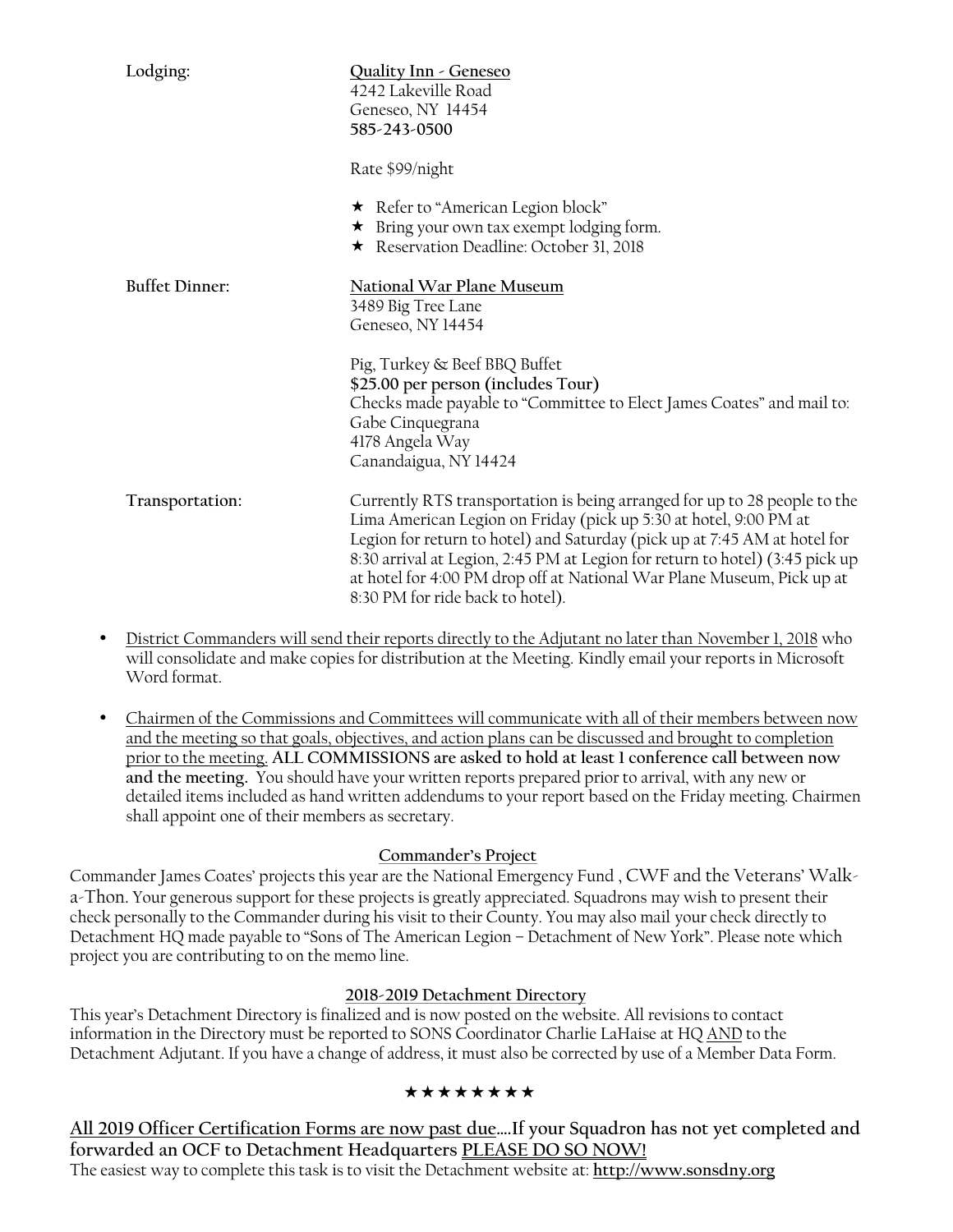**Lodging:**

Quality Inn - Geneseo
4242 Lakeville Road
Geneseo, NY 14454
**585-243-0500**

Rate $99/night

- ★ Refer to "American Legion block"
- ★ Bring your own tax exempt lodging form.
- ★ Reservation Deadline: October 31, 2018

**Buffet Dinner:**

National War Plane Museum
3489 Big Tree Lane
Geneseo, NY 14454

Pig, Turkey & Beef BBQ Buffet
**$25.00 per person (includes Tour)**
Checks made payable to "Committee to Elect James Coates" and mail to:
Gabe Cinquegrana
4178 Angela Way
Canandaigua, NY 14424

**Transportation:**

Currently RTS transportation is being arranged for up to 28 people to the Lima American Legion on Friday (pick up 5:30 at hotel, 9:00 PM at Legion for return to hotel) and Saturday (pick up at 7:45 AM at hotel for 8:30 arrival at Legion, 2:45 PM at Legion for return to hotel) (3:45 pick up at hotel for 4:00 PM drop off at National War Plane Museum, Pick up at 8:30 PM for ride back to hotel).

- District Commanders will send their reports directly to the Adjutant no later than November 1, 2018 who will consolidate and make copies for distribution at the Meeting. Kindly email your reports in Microsoft Word format.
- Chairmen of the Commissions and Committees will communicate with all of their members between now and the meeting so that goals, objectives, and action plans can be discussed and brought to completion prior to the meeting. **ALL COMMISSIONS are asked to hold at least 1 conference call between now and the meeting.** You should have your written reports prepared prior to arrival, with any new or detailed items included as hand written addendums to your report based on the Friday meeting. Chairmen shall appoint one of their members as secretary.

## Commander's Project

Commander James Coates' projects this year are the National Emergency Fund , CWF and the Veterans' Walk-a-Thon. Your generous support for these projects is greatly appreciated. Squadrons may wish to present their check personally to the Commander during his visit to their County. You may also mail your check directly to Detachment HQ made payable to "Sons of The American Legion – Detachment of New York". Please note which project you are contributing to on the memo line.

## 2018-2019 Detachment Directory

This year's Detachment Directory is finalized and is now posted on the website. All revisions to contact information in the Directory must be reported to SONS Coordinator Charlie LaHaise at HQ AND to the Detachment Adjutant. If you have a change of address, it must also be corrected by use of a Member Data Form.

★★★★★★★★

**All 2019 Officer Certification Forms are now past due….If your Squadron has not yet completed and forwarded an OCF to Detachment Headquarters PLEASE DO SO NOW!**

The easiest way to complete this task is to visit the Detachment website at: **http://www.sonsdny.org**